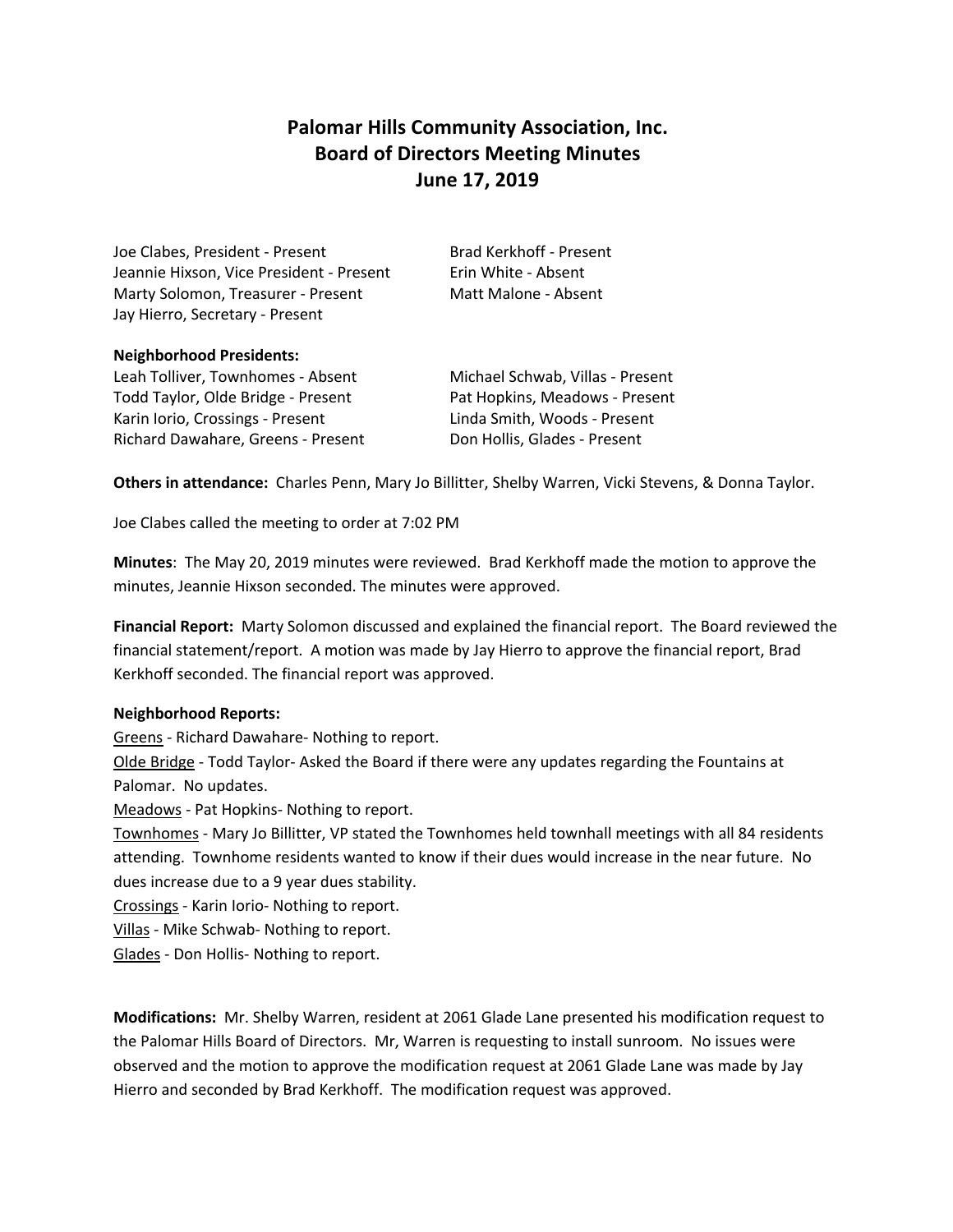# Palomar Hills Community Association, Inc.
# Board of Directors Meeting Minutes
# June 17, 2019

Joe Clabes, President - Present
Jeannie Hixson, Vice President - Present
Marty Solomon, Treasurer - Present
Jay Hierro, Secretary - Present
Brad Kerkhoff - Present
Erin White - Absent
Matt Malone - Absent

**Neighborhood Presidents:**

Leah Tolliver, Townhomes - Absent
Todd Taylor, Olde Bridge - Present
Karin Iorio, Crossings - Present
Richard Dawahare, Greens - Present
Michael Schwab, Villas - Present
Pat Hopkins, Meadows - Present
Linda Smith, Woods - Present
Don Hollis, Glades - Present

**Others in attendance:** Charles Penn, Mary Jo Billitter, Shelby Warren, Vicki Stevens, & Donna Taylor.

Joe Clabes called the meeting to order at 7:02 PM

**Minutes**: The May 20, 2019 minutes were reviewed. Brad Kerkhoff made the motion to approve the minutes, Jeannie Hixson seconded. The minutes were approved.

**Financial Report:** Marty Solomon discussed and explained the financial report. The Board reviewed the financial statement/report. A motion was made by Jay Hierro to approve the financial report, Brad Kerkhoff seconded. The financial report was approved.

**Neighborhood Reports:**

<u>Greens</u> - Richard Dawahare- Nothing to report.
<u>Olde Bridge</u> - Todd Taylor- Asked the Board if there were any updates regarding the Fountains at Palomar. No updates.
<u>Meadows</u> - Pat Hopkins- Nothing to report.
<u>Townhomes</u> - Mary Jo Billitter, VP stated the Townhomes held townhall meetings with all 84 residents attending. Townhome residents wanted to know if their dues would increase in the near future. No dues increase due to a 9 year dues stability.
<u>Crossings</u> - Karin Iorio- Nothing to report.
<u>Villas</u> - Mike Schwab- Nothing to report.
<u>Glades</u> - Don Hollis- Nothing to report.

**Modifications:** Mr. Shelby Warren, resident at 2061 Glade Lane presented his modification request to the Palomar Hills Board of Directors. Mr, Warren is requesting to install sunroom. No issues were observed and the motion to approve the modification request at 2061 Glade Lane was made by Jay Hierro and seconded by Brad Kerkhoff. The modification request was approved.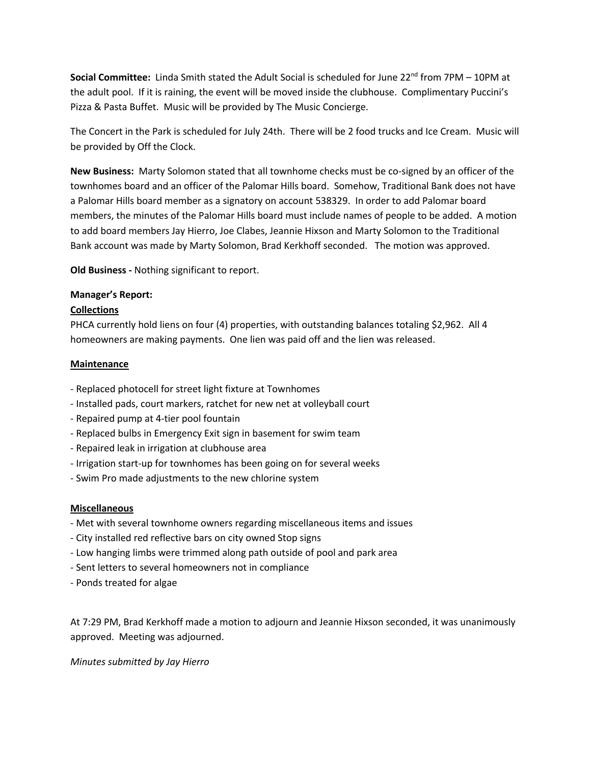**Social Committee:** Linda Smith stated the Adult Social is scheduled for June 22nd from 7PM – 10PM at the adult pool. If it is raining, the event will be moved inside the clubhouse. Complimentary Puccini's Pizza & Pasta Buffet. Music will be provided by The Music Concierge.

The Concert in the Park is scheduled for July 24th. There will be 2 food trucks and Ice Cream. Music will be provided by Off the Clock.

**New Business:** Marty Solomon stated that all townhome checks must be co-signed by an officer of the townhomes board and an officer of the Palomar Hills board. Somehow, Traditional Bank does not have a Palomar Hills board member as a signatory on account 538329. In order to add Palomar board members, the minutes of the Palomar Hills board must include names of people to be added. A motion to add board members Jay Hierro, Joe Clabes, Jeannie Hixson and Marty Solomon to the Traditional Bank account was made by Marty Solomon, Brad Kerkhoff seconded. The motion was approved.

**Old Business -** Nothing significant to report.

**Manager's Report:**

**Collections**

PHCA currently hold liens on four (4) properties, with outstanding balances totaling $2,962. All 4 homeowners are making payments. One lien was paid off and the lien was released.

**Maintenance**

- Replaced photocell for street light fixture at Townhomes
- Installed pads, court markers, ratchet for new net at volleyball court
- Repaired pump at 4-tier pool fountain
- Replaced bulbs in Emergency Exit sign in basement for swim team
- Repaired leak in irrigation at clubhouse area
- Irrigation start-up for townhomes has been going on for several weeks
- Swim Pro made adjustments to the new chlorine system

**Miscellaneous**

- Met with several townhome owners regarding miscellaneous items and issues
- City installed red reflective bars on city owned Stop signs
- Low hanging limbs were trimmed along path outside of pool and park area
- Sent letters to several homeowners not in compliance
- Ponds treated for algae

At 7:29 PM, Brad Kerkhoff made a motion to adjourn and Jeannie Hixson seconded, it was unanimously approved. Meeting was adjourned.

*Minutes submitted by Jay Hierro*